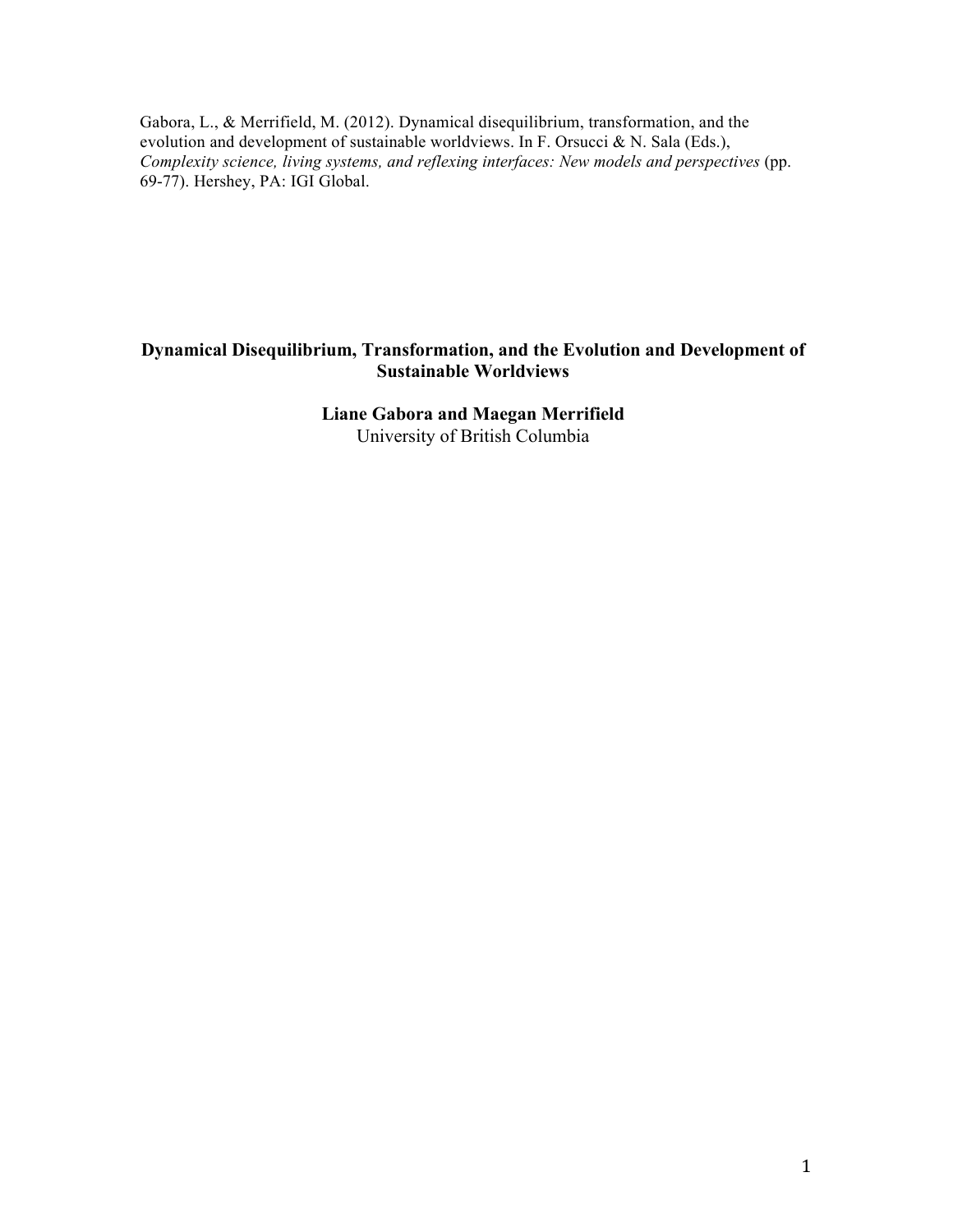Gabora, L., & Merrifield, M. (2012). Dynamical disequilibrium, transformation, and the evolution and development of sustainable worldviews. In F. Orsucci & N. Sala (Eds.), *Complexity science, living systems, and reflexing interfaces: New models and perspectives* (pp. 69-77). Hershey, PA: IGI Global.

# Dynamical Disequilibrium, Transformation, and the Evolution and Development of Sustainable Worldviews

**Liane Gabora and Maegan Merrifield**

University of British Columbia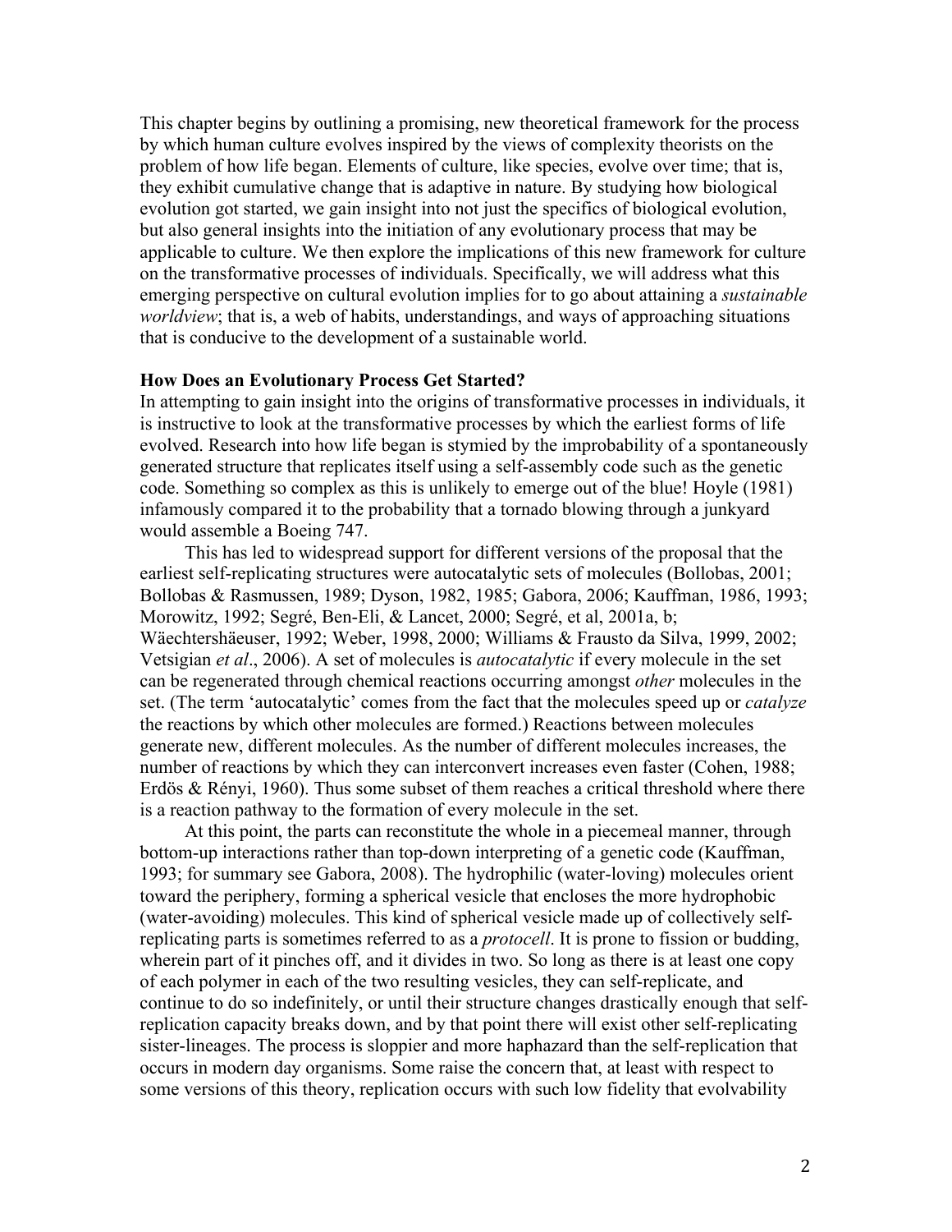This chapter begins by outlining a promising, new theoretical framework for the process by which human culture evolves inspired by the views of complexity theorists on the problem of how life began. Elements of culture, like species, evolve over time; that is, they exhibit cumulative change that is adaptive in nature. By studying how biological evolution got started, we gain insight into not just the specifics of biological evolution, but also general insights into the initiation of any evolutionary process that may be applicable to culture. We then explore the implications of this new framework for culture on the transformative processes of individuals. Specifically, we will address what this emerging perspective on cultural evolution implies for to go about attaining a *sustainable worldview*; that is, a web of habits, understandings, and ways of approaching situations that is conducive to the development of a sustainable world.

**How Does an Evolutionary Process Get Started?**

In attempting to gain insight into the origins of transformative processes in individuals, it is instructive to look at the transformative processes by which the earliest forms of life evolved. Research into how life began is stymied by the improbability of a spontaneously generated structure that replicates itself using a self-assembly code such as the genetic code. Something so complex as this is unlikely to emerge out of the blue! Hoyle (1981) infamously compared it to the probability that a tornado blowing through a junkyard would assemble a Boeing 747.

This has led to widespread support for different versions of the proposal that the earliest self-replicating structures were autocatalytic sets of molecules (Bollobas, 2001; Bollobas & Rasmussen, 1989; Dyson, 1982, 1985; Gabora, 2006; Kauffman, 1986, 1993; Morowitz, 1992; Segré, Ben-Eli, & Lancet, 2000; Segré, et al, 2001a, b; Wäechtershäeuser, 1992; Weber, 1998, 2000; Williams & Frausto da Silva, 1999, 2002; Vetsigian *et al*., 2006). A set of molecules is *autocatalytic* if every molecule in the set can be regenerated through chemical reactions occurring amongst *other* molecules in the set. (The term 'autocatalytic' comes from the fact that the molecules speed up or *catalyze* the reactions by which other molecules are formed.) Reactions between molecules generate new, different molecules. As the number of different molecules increases, the number of reactions by which they can interconvert increases even faster (Cohen, 1988; Erdös & Rényi, 1960). Thus some subset of them reaches a critical threshold where there is a reaction pathway to the formation of every molecule in the set.

At this point, the parts can reconstitute the whole in a piecemeal manner, through bottom-up interactions rather than top-down interpreting of a genetic code (Kauffman, 1993; for summary see Gabora, 2008). The hydrophilic (water-loving) molecules orient toward the periphery, forming a spherical vesicle that encloses the more hydrophobic (water-avoiding) molecules. This kind of spherical vesicle made up of collectively self-replicating parts is sometimes referred to as a *protocell*. It is prone to fission or budding, wherein part of it pinches off, and it divides in two. So long as there is at least one copy of each polymer in each of the two resulting vesicles, they can self-replicate, and continue to do so indefinitely, or until their structure changes drastically enough that self-replication capacity breaks down, and by that point there will exist other self-replicating sister-lineages. The process is sloppier and more haphazard than the self-replication that occurs in modern day organisms. Some raise the concern that, at least with respect to some versions of this theory, replication occurs with such low fidelity that evolvability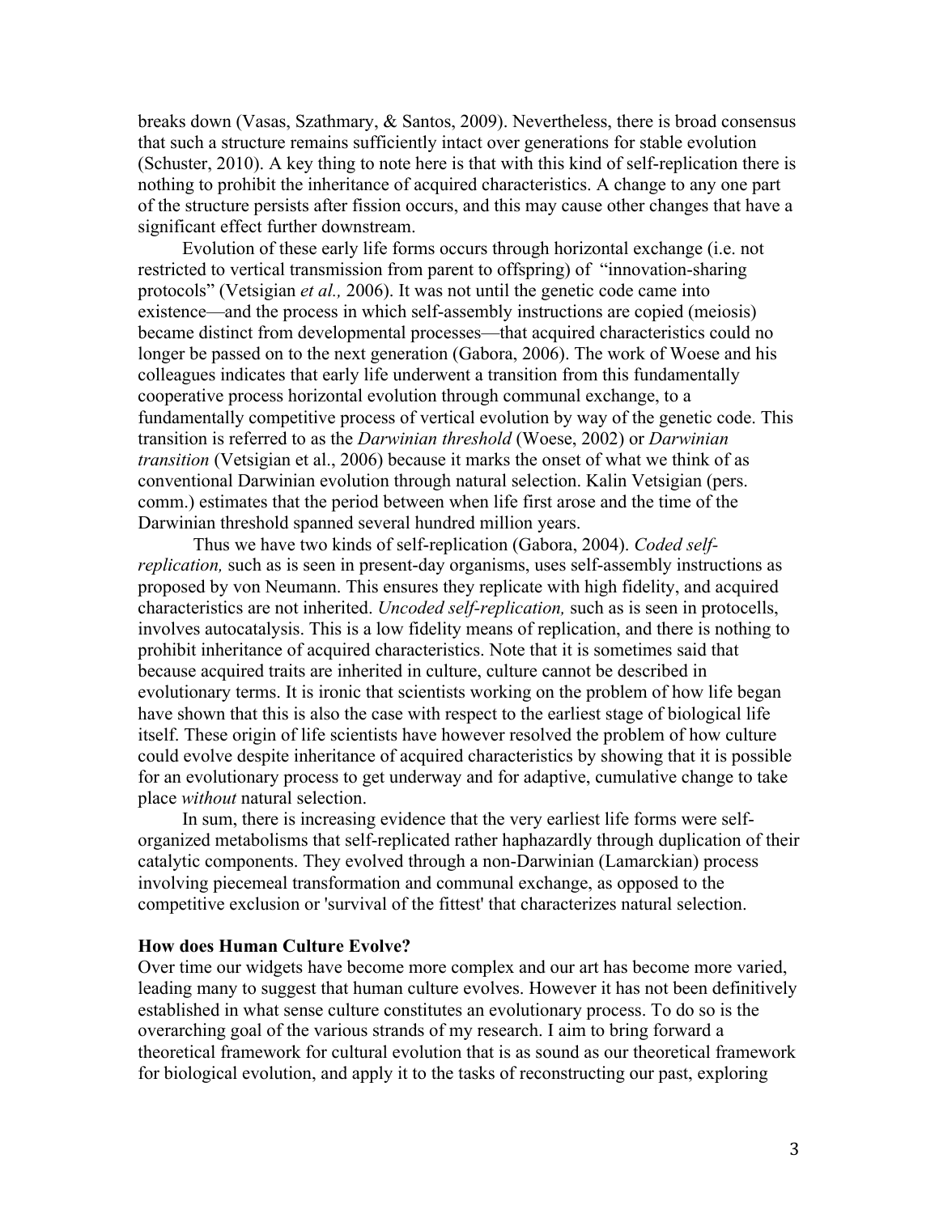breaks down (Vasas, Szathmary, & Santos, 2009). Nevertheless, there is broad consensus that such a structure remains sufficiently intact over generations for stable evolution (Schuster, 2010). A key thing to note here is that with this kind of self-replication there is nothing to prohibit the inheritance of acquired characteristics. A change to any one part of the structure persists after fission occurs, and this may cause other changes that have a significant effect further downstream.

Evolution of these early life forms occurs through horizontal exchange (i.e. not restricted to vertical transmission from parent to offspring) of "innovation-sharing protocols" (Vetsigian *et al.,* 2006). It was not until the genetic code came into existence—and the process in which self-assembly instructions are copied (meiosis) became distinct from developmental processes—that acquired characteristics could no longer be passed on to the next generation (Gabora, 2006). The work of Woese and his colleagues indicates that early life underwent a transition from this fundamentally cooperative process horizontal evolution through communal exchange, to a fundamentally competitive process of vertical evolution by way of the genetic code. This transition is referred to as the *Darwinian threshold* (Woese, 2002) or *Darwinian transition* (Vetsigian et al., 2006) because it marks the onset of what we think of as conventional Darwinian evolution through natural selection. Kalin Vetsigian (pers. comm.) estimates that the period between when life first arose and the time of the Darwinian threshold spanned several hundred million years.

Thus we have two kinds of self-replication (Gabora, 2004). *Coded self-replication,* such as is seen in present-day organisms, uses self-assembly instructions as proposed by von Neumann. This ensures they replicate with high fidelity, and acquired characteristics are not inherited. *Uncoded self-replication,* such as is seen in protocells, involves autocatalysis. This is a low fidelity means of replication, and there is nothing to prohibit inheritance of acquired characteristics. Note that it is sometimes said that because acquired traits are inherited in culture, culture cannot be described in evolutionary terms. It is ironic that scientists working on the problem of how life began have shown that this is also the case with respect to the earliest stage of biological life itself. These origin of life scientists have however resolved the problem of how culture could evolve despite inheritance of acquired characteristics by showing that it is possible for an evolutionary process to get underway and for adaptive, cumulative change to take place *without* natural selection.

In sum, there is increasing evidence that the very earliest life forms were self-organized metabolisms that self-replicated rather haphazardly through duplication of their catalytic components. They evolved through a non-Darwinian (Lamarckian) process involving piecemeal transformation and communal exchange, as opposed to the competitive exclusion or 'survival of the fittest' that characterizes natural selection.

**How does Human Culture Evolve?**

Over time our widgets have become more complex and our art has become more varied, leading many to suggest that human culture evolves. However it has not been definitively established in what sense culture constitutes an evolutionary process. To do so is the overarching goal of the various strands of my research. I aim to bring forward a theoretical framework for cultural evolution that is as sound as our theoretical framework for biological evolution, and apply it to the tasks of reconstructing our past, exploring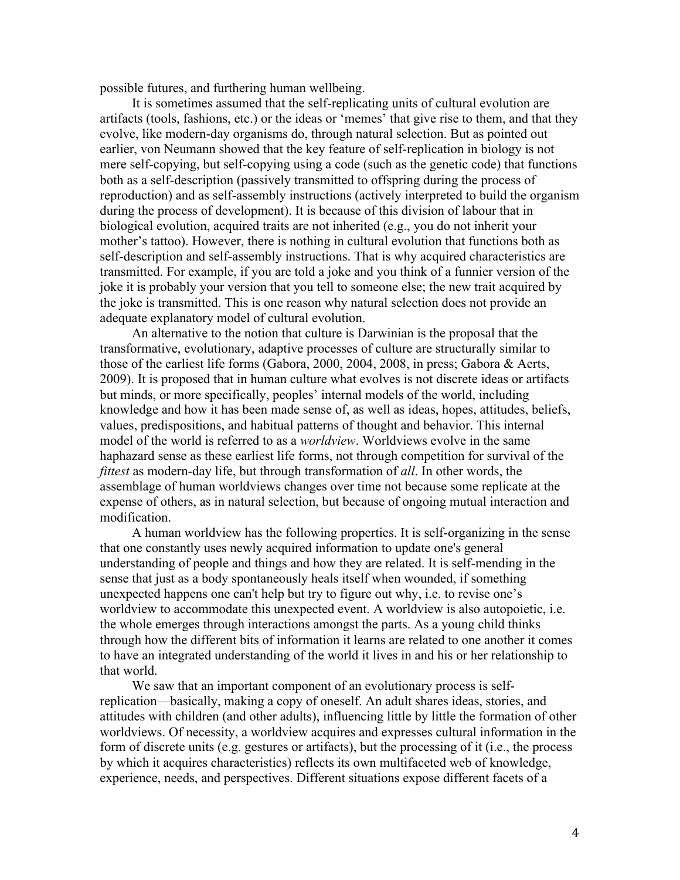possible futures, and furthering human wellbeing.

It is sometimes assumed that the self-replicating units of cultural evolution are artifacts (tools, fashions, etc.) or the ideas or 'memes' that give rise to them, and that they evolve, like modern-day organisms do, through natural selection. But as pointed out earlier, von Neumann showed that the key feature of self-replication in biology is not mere self-copying, but self-copying using a code (such as the genetic code) that functions both as a self-description (passively transmitted to offspring during the process of reproduction) and as self-assembly instructions (actively interpreted to build the organism during the process of development). It is because of this division of labour that in biological evolution, acquired traits are not inherited (e.g., you do not inherit your mother's tattoo). However, there is nothing in cultural evolution that functions both as self-description and self-assembly instructions. That is why acquired characteristics are transmitted. For example, if you are told a joke and you think of a funnier version of the joke it is probably your version that you tell to someone else; the new trait acquired by the joke is transmitted. This is one reason why natural selection does not provide an adequate explanatory model of cultural evolution.

An alternative to the notion that culture is Darwinian is the proposal that the transformative, evolutionary, adaptive processes of culture are structurally similar to those of the earliest life forms (Gabora, 2000, 2004, 2008, in press; Gabora & Aerts, 2009). It is proposed that in human culture what evolves is not discrete ideas or artifacts but minds, or more specifically, peoples' internal models of the world, including knowledge and how it has been made sense of, as well as ideas, hopes, attitudes, beliefs, values, predispositions, and habitual patterns of thought and behavior. This internal model of the world is referred to as a *worldview*. Worldviews evolve in the same haphazard sense as these earliest life forms, not through competition for survival of the *fittest* as modern-day life, but through transformation of *all*. In other words, the assemblage of human worldviews changes over time not because some replicate at the expense of others, as in natural selection, but because of ongoing mutual interaction and modification.

A human worldview has the following properties. It is self-organizing in the sense that one constantly uses newly acquired information to update one's general understanding of people and things and how they are related. It is self-mending in the sense that just as a body spontaneously heals itself when wounded, if something unexpected happens one can't help but try to figure out why, i.e. to revise one's worldview to accommodate this unexpected event. A worldview is also autopoietic, i.e. the whole emerges through interactions amongst the parts. As a young child thinks through how the different bits of information it learns are related to one another it comes to have an integrated understanding of the world it lives in and his or her relationship to that world.

We saw that an important component of an evolutionary process is self-replication—basically, making a copy of oneself. An adult shares ideas, stories, and attitudes with children (and other adults), influencing little by little the formation of other worldviews. Of necessity, a worldview acquires and expresses cultural information in the form of discrete units (e.g. gestures or artifacts), but the processing of it (i.e., the process by which it acquires characteristics) reflects its own multifaceted web of knowledge, experience, needs, and perspectives. Different situations expose different facets of a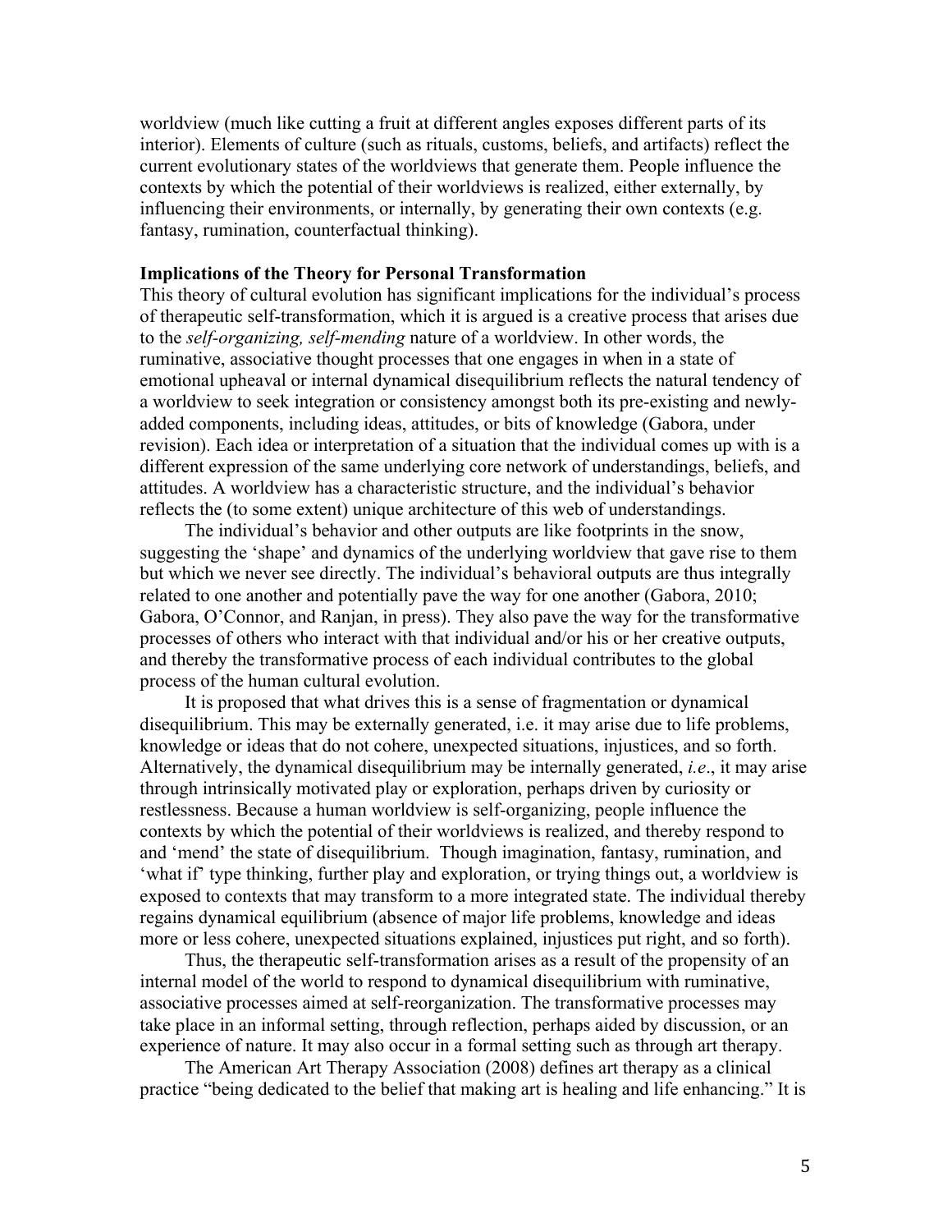worldview (much like cutting a fruit at different angles exposes different parts of its interior). Elements of culture (such as rituals, customs, beliefs, and artifacts) reflect the current evolutionary states of the worldviews that generate them. People influence the contexts by which the potential of their worldviews is realized, either externally, by influencing their environments, or internally, by generating their own contexts (e.g. fantasy, rumination, counterfactual thinking).

**Implications of the Theory for Personal Transformation**

This theory of cultural evolution has significant implications for the individual's process of therapeutic self-transformation, which it is argued is a creative process that arises due to the *self-organizing, self-mending* nature of a worldview. In other words, the ruminative, associative thought processes that one engages in when in a state of emotional upheaval or internal dynamical disequilibrium reflects the natural tendency of a worldview to seek integration or consistency amongst both its pre-existing and newly-added components, including ideas, attitudes, or bits of knowledge (Gabora, under revision). Each idea or interpretation of a situation that the individual comes up with is a different expression of the same underlying core network of understandings, beliefs, and attitudes. A worldview has a characteristic structure, and the individual's behavior reflects the (to some extent) unique architecture of this web of understandings.

The individual's behavior and other outputs are like footprints in the snow, suggesting the 'shape' and dynamics of the underlying worldview that gave rise to them but which we never see directly. The individual's behavioral outputs are thus integrally related to one another and potentially pave the way for one another (Gabora, 2010; Gabora, O'Connor, and Ranjan, in press). They also pave the way for the transformative processes of others who interact with that individual and/or his or her creative outputs, and thereby the transformative process of each individual contributes to the global process of the human cultural evolution.

It is proposed that what drives this is a sense of fragmentation or dynamical disequilibrium. This may be externally generated, i.e. it may arise due to life problems, knowledge or ideas that do not cohere, unexpected situations, injustices, and so forth. Alternatively, the dynamical disequilibrium may be internally generated, *i.e*., it may arise through intrinsically motivated play or exploration, perhaps driven by curiosity or restlessness. Because a human worldview is self-organizing, people influence the contexts by which the potential of their worldviews is realized, and thereby respond to and 'mend' the state of disequilibrium. Though imagination, fantasy, rumination, and 'what if' type thinking, further play and exploration, or trying things out, a worldview is exposed to contexts that may transform to a more integrated state. The individual thereby regains dynamical equilibrium (absence of major life problems, knowledge and ideas more or less cohere, unexpected situations explained, injustices put right, and so forth).

Thus, the therapeutic self-transformation arises as a result of the propensity of an internal model of the world to respond to dynamical disequilibrium with ruminative, associative processes aimed at self-reorganization. The transformative processes may take place in an informal setting, through reflection, perhaps aided by discussion, or an experience of nature. It may also occur in a formal setting such as through art therapy.

The American Art Therapy Association (2008) defines art therapy as a clinical practice "being dedicated to the belief that making art is healing and life enhancing." It is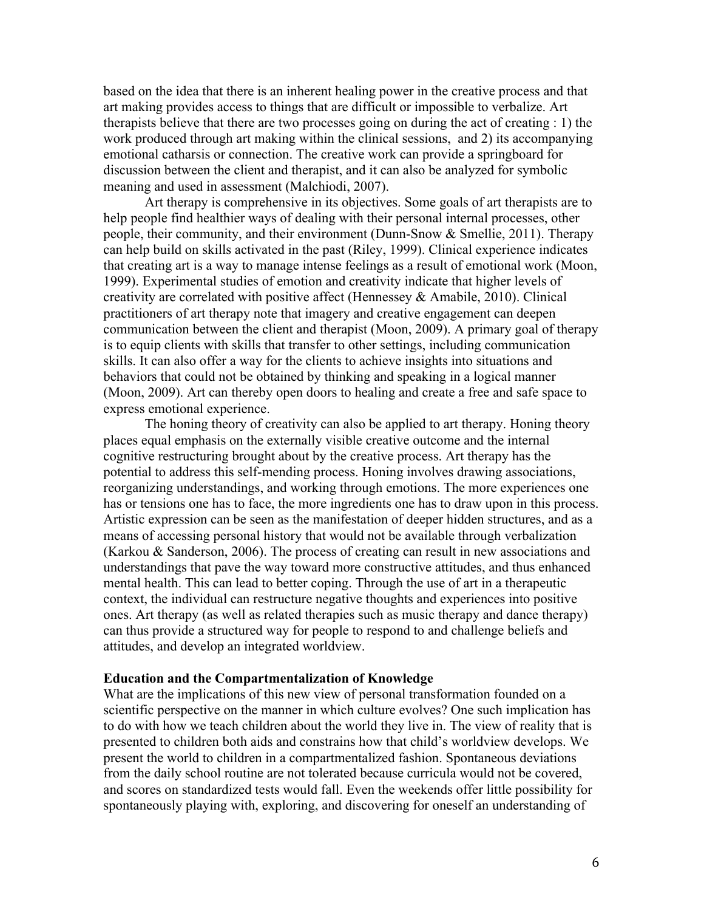based on the idea that there is an inherent healing power in the creative process and that art making provides access to things that are difficult or impossible to verbalize. Art therapists believe that there are two processes going on during the act of creating : 1) the work produced through art making within the clinical sessions, and 2) its accompanying emotional catharsis or connection. The creative work can provide a springboard for discussion between the client and therapist, and it can also be analyzed for symbolic meaning and used in assessment (Malchiodi, 2007).

Art therapy is comprehensive in its objectives. Some goals of art therapists are to help people find healthier ways of dealing with their personal internal processes, other people, their community, and their environment (Dunn-Snow & Smellie, 2011). Therapy can help build on skills activated in the past (Riley, 1999). Clinical experience indicates that creating art is a way to manage intense feelings as a result of emotional work (Moon, 1999). Experimental studies of emotion and creativity indicate that higher levels of creativity are correlated with positive affect (Hennessey & Amabile, 2010). Clinical practitioners of art therapy note that imagery and creative engagement can deepen communication between the client and therapist (Moon, 2009). A primary goal of therapy is to equip clients with skills that transfer to other settings, including communication skills. It can also offer a way for the clients to achieve insights into situations and behaviors that could not be obtained by thinking and speaking in a logical manner (Moon, 2009). Art can thereby open doors to healing and create a free and safe space to express emotional experience.

The honing theory of creativity can also be applied to art therapy. Honing theory places equal emphasis on the externally visible creative outcome and the internal cognitive restructuring brought about by the creative process. Art therapy has the potential to address this self-mending process. Honing involves drawing associations, reorganizing understandings, and working through emotions. The more experiences one has or tensions one has to face, the more ingredients one has to draw upon in this process. Artistic expression can be seen as the manifestation of deeper hidden structures, and as a means of accessing personal history that would not be available through verbalization (Karkou & Sanderson, 2006). The process of creating can result in new associations and understandings that pave the way toward more constructive attitudes, and thus enhanced mental health. This can lead to better coping. Through the use of art in a therapeutic context, the individual can restructure negative thoughts and experiences into positive ones. Art therapy (as well as related therapies such as music therapy and dance therapy) can thus provide a structured way for people to respond to and challenge beliefs and attitudes, and develop an integrated worldview.

**Education and the Compartmentalization of Knowledge**

What are the implications of this new view of personal transformation founded on a scientific perspective on the manner in which culture evolves? One such implication has to do with how we teach children about the world they live in. The view of reality that is presented to children both aids and constrains how that child's worldview develops. We present the world to children in a compartmentalized fashion. Spontaneous deviations from the daily school routine are not tolerated because curricula would not be covered, and scores on standardized tests would fall. Even the weekends offer little possibility for spontaneously playing with, exploring, and discovering for oneself an understanding of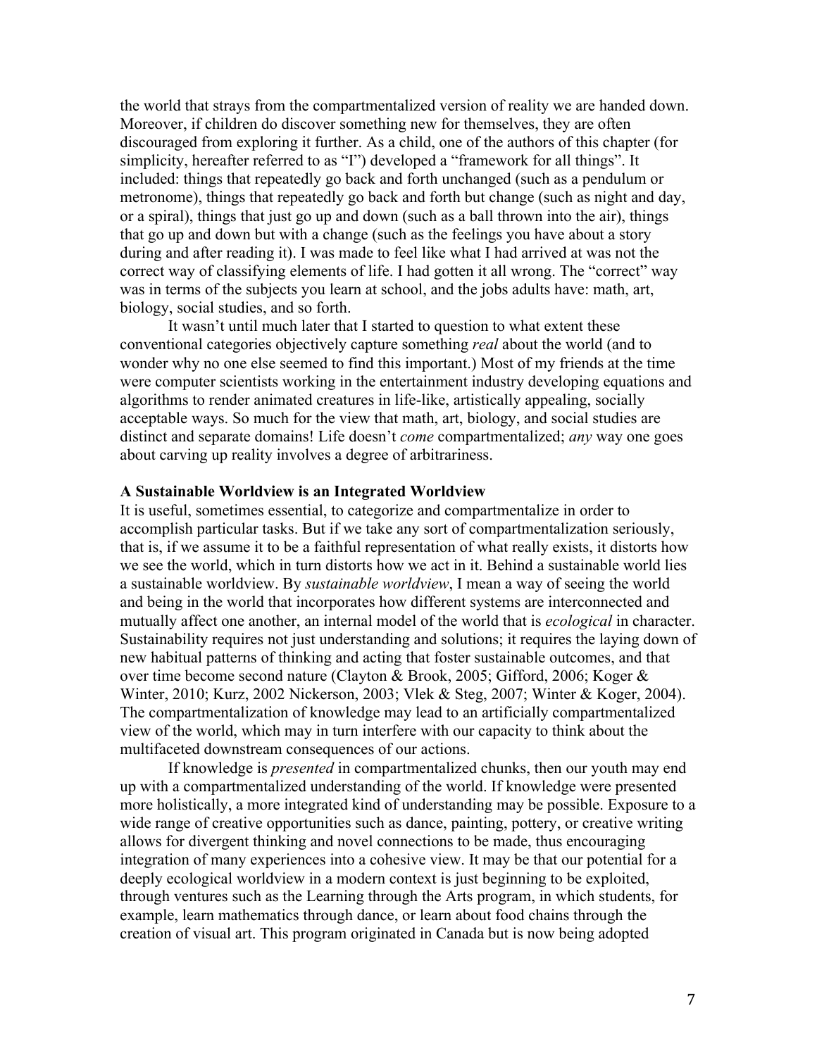the world that strays from the compartmentalized version of reality we are handed down. Moreover, if children do discover something new for themselves, they are often discouraged from exploring it further. As a child, one of the authors of this chapter (for simplicity, hereafter referred to as "I") developed a "framework for all things". It included: things that repeatedly go back and forth unchanged (such as a pendulum or metronome), things that repeatedly go back and forth but change (such as night and day, or a spiral), things that just go up and down (such as a ball thrown into the air), things that go up and down but with a change (such as the feelings you have about a story during and after reading it). I was made to feel like what I had arrived at was not the correct way of classifying elements of life. I had gotten it all wrong. The "correct" way was in terms of the subjects you learn at school, and the jobs adults have: math, art, biology, social studies, and so forth.

It wasn't until much later that I started to question to what extent these conventional categories objectively capture something *real* about the world (and to wonder why no one else seemed to find this important.) Most of my friends at the time were computer scientists working in the entertainment industry developing equations and algorithms to render animated creatures in life-like, artistically appealing, socially acceptable ways. So much for the view that math, art, biology, and social studies are distinct and separate domains! Life doesn't *come* compartmentalized; *any* way one goes about carving up reality involves a degree of arbitrariness.

**A Sustainable Worldview is an Integrated Worldview**

It is useful, sometimes essential, to categorize and compartmentalize in order to accomplish particular tasks. But if we take any sort of compartmentalization seriously, that is, if we assume it to be a faithful representation of what really exists, it distorts how we see the world, which in turn distorts how we act in it. Behind a sustainable world lies a sustainable worldview. By *sustainable worldview*, I mean a way of seeing the world and being in the world that incorporates how different systems are interconnected and mutually affect one another, an internal model of the world that is *ecological* in character. Sustainability requires not just understanding and solutions; it requires the laying down of new habitual patterns of thinking and acting that foster sustainable outcomes, and that over time become second nature (Clayton & Brook, 2005; Gifford, 2006; Koger & Winter, 2010; Kurz, 2002 Nickerson, 2003; Vlek & Steg, 2007; Winter & Koger, 2004). The compartmentalization of knowledge may lead to an artificially compartmentalized view of the world, which may in turn interfere with our capacity to think about the multifaceted downstream consequences of our actions.

If knowledge is *presented* in compartmentalized chunks, then our youth may end up with a compartmentalized understanding of the world. If knowledge were presented more holistically, a more integrated kind of understanding may be possible. Exposure to a wide range of creative opportunities such as dance, painting, pottery, or creative writing allows for divergent thinking and novel connections to be made, thus encouraging integration of many experiences into a cohesive view. It may be that our potential for a deeply ecological worldview in a modern context is just beginning to be exploited, through ventures such as the Learning through the Arts program, in which students, for example, learn mathematics through dance, or learn about food chains through the creation of visual art. This program originated in Canada but is now being adopted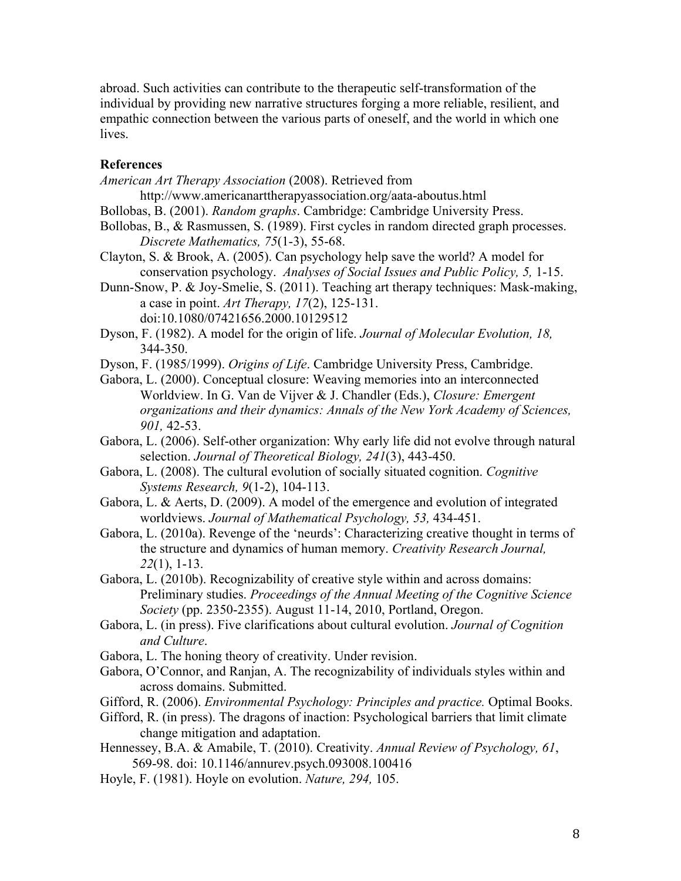abroad. Such activities can contribute to the therapeutic self-transformation of the individual by providing new narrative structures forging a more reliable, resilient, and empathic connection between the various parts of oneself, and the world in which one lives.

## References

*American Art Therapy Association* (2008). Retrieved from http://www.americanarttherapyassociation.org/aata-aboutus.html

Bollobas, B. (2001). *Random graphs*. Cambridge: Cambridge University Press.

Bollobas, B., & Rasmussen, S. (1989). First cycles in random directed graph processes. *Discrete Mathematics, 75*(1-3), 55-68.

Clayton, S. & Brook, A. (2005). Can psychology help save the world? A model for conservation psychology. *Analyses of Social Issues and Public Policy, 5,* 1-15.

Dunn-Snow, P. & Joy-Smelie, S. (2011). Teaching art therapy techniques: Mask-making, a case in point. *Art Therapy, 17*(2), 125-131. doi:10.1080/07421656.2000.10129512

Dyson, F. (1982). A model for the origin of life. *Journal of Molecular Evolution, 18,* 344-350.

Dyson, F. (1985/1999). *Origins of Life*. Cambridge University Press, Cambridge.

Gabora, L. (2000). Conceptual closure: Weaving memories into an interconnected Worldview. In G. Van de Vijver & J. Chandler (Eds.), *Closure: Emergent organizations and their dynamics: Annals of the New York Academy of Sciences, 901,* 42-53.

Gabora, L. (2006). Self-other organization: Why early life did not evolve through natural selection. *Journal of Theoretical Biology, 241*(3), 443-450.

Gabora, L. (2008). The cultural evolution of socially situated cognition. *Cognitive Systems Research, 9*(1-2), 104-113.

Gabora, L. & Aerts, D. (2009). A model of the emergence and evolution of integrated worldviews. *Journal of Mathematical Psychology, 53,* 434-451.

Gabora, L. (2010a). Revenge of the 'neurds': Characterizing creative thought in terms of the structure and dynamics of human memory. *Creativity Research Journal, 22*(1), 1-13.

Gabora, L. (2010b). Recognizability of creative style within and across domains: Preliminary studies. *Proceedings of the Annual Meeting of the Cognitive Science Society* (pp. 2350-2355). August 11-14, 2010, Portland, Oregon.

Gabora, L. (in press). Five clarifications about cultural evolution. *Journal of Cognition and Culture*.

Gabora, L. The honing theory of creativity. Under revision.

Gabora, O'Connor, and Ranjan, A. The recognizability of individuals styles within and across domains. Submitted.

Gifford, R. (2006). *Environmental Psychology: Principles and practice.* Optimal Books.

Gifford, R. (in press). The dragons of inaction: Psychological barriers that limit climate change mitigation and adaptation.

Hennessey, B.A. & Amabile, T. (2010). Creativity. *Annual Review of Psychology, 61*, 569-98. doi: 10.1146/annurev.psych.093008.100416

Hoyle, F. (1981). Hoyle on evolution. *Nature, 294,* 105.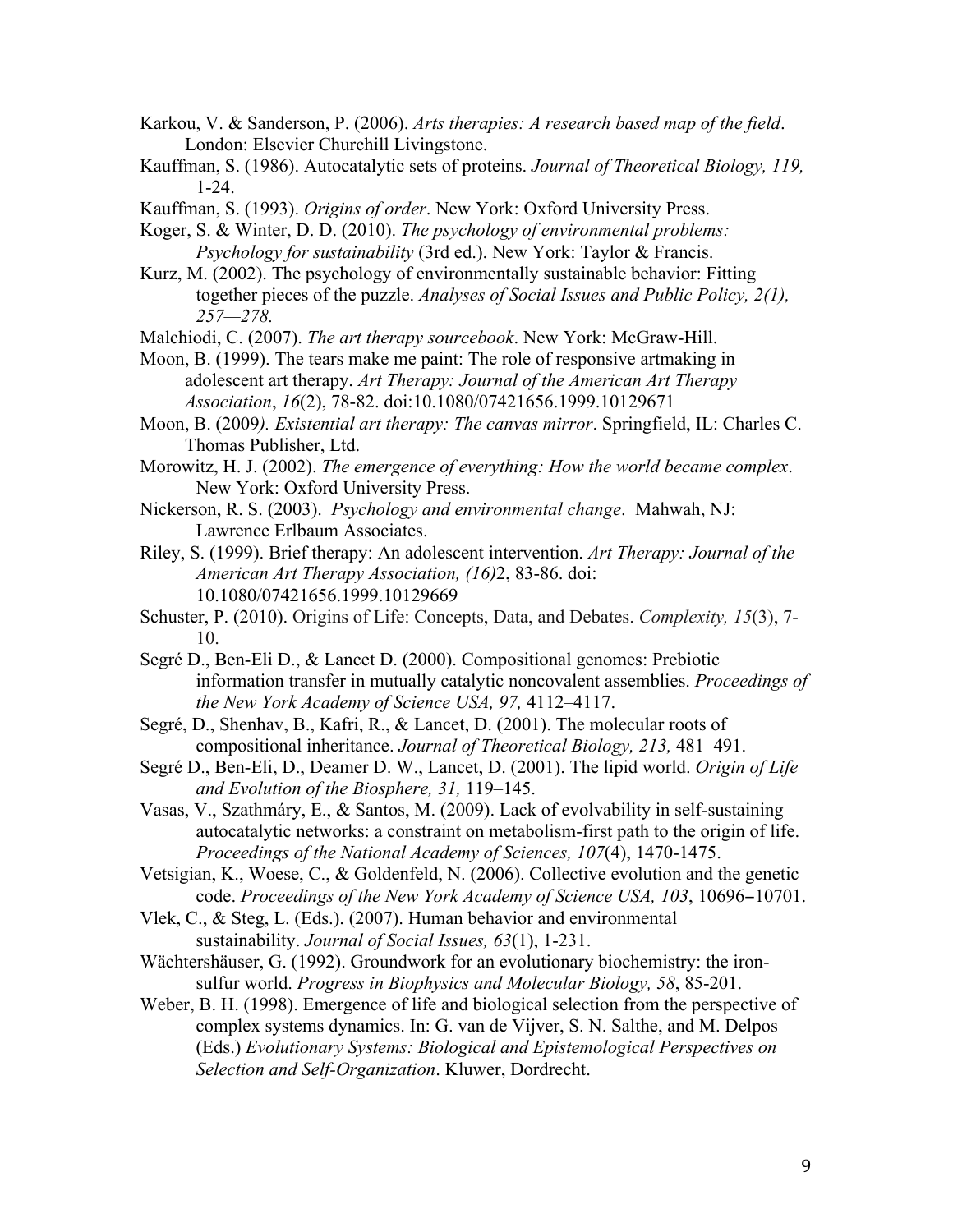Karkou, V. & Sanderson, P. (2006). *Arts therapies: A research based map of the field*. London: Elsevier Churchill Livingstone.

Kauffman, S. (1986). Autocatalytic sets of proteins. *Journal of Theoretical Biology, 119,* 1-24.

Kauffman, S. (1993). *Origins of order*. New York: Oxford University Press.

Koger, S. & Winter, D. D. (2010). *The psychology of environmental problems: Psychology for sustainability* (3rd ed.). New York: Taylor & Francis.

Kurz, M. (2002). The psychology of environmentally sustainable behavior: Fitting together pieces of the puzzle. *Analyses of Social Issues and Public Policy, 2(1), 257—278.*

Malchiodi, C. (2007). *The art therapy sourcebook*. New York: McGraw-Hill.

Moon, B. (1999). The tears make me paint: The role of responsive artmaking in adolescent art therapy. *Art Therapy: Journal of the American Art Therapy Association*, *16*(2), 78-82. doi:10.1080/07421656.1999.10129671

Moon, B. (2009*). Existential art therapy: The canvas mirror*. Springfield, IL: Charles C. Thomas Publisher, Ltd.

Morowitz, H. J. (2002). *The emergence of everything: How the world became complex*. New York: Oxford University Press.

Nickerson, R. S. (2003). *Psychology and environmental change*. Mahwah, NJ: Lawrence Erlbaum Associates.

Riley, S. (1999). Brief therapy: An adolescent intervention. *Art Therapy: Journal of the American Art Therapy Association, (16)*2, 83-86. doi: 10.1080/07421656.1999.10129669

Schuster, P. (2010). Origins of Life: Concepts, Data, and Debates. *Complexity, 15*(3), 7-10.

Segré D., Ben-Eli D., & Lancet D. (2000). Compositional genomes: Prebiotic information transfer in mutually catalytic noncovalent assemblies. *Proceedings of the New York Academy of Science USA, 97,* 4112–4117.

Segré, D., Shenhav, B., Kafri, R., & Lancet, D. (2001). The molecular roots of compositional inheritance. *Journal of Theoretical Biology, 213,* 481–491.

Segré D., Ben-Eli, D., Deamer D. W., Lancet, D. (2001). The lipid world. *Origin of Life and Evolution of the Biosphere, 31,* 119–145.

Vasas, V., Szathmáry, E., & Santos, M. (2009). Lack of evolvability in self-sustaining autocatalytic networks: a constraint on metabolism-first path to the origin of life. *Proceedings of the National Academy of Sciences, 107*(4), 1470-1475.

Vetsigian, K., Woese, C., & Goldenfeld, N. (2006). Collective evolution and the genetic code. *Proceedings of the New York Academy of Science USA, 103*, 10696‒10701.

Vlek, C., & Steg, L. (Eds.). (2007). Human behavior and environmental sustainability. *Journal of Social Issues, 63*(1), 1-231.

Wächtershäuser, G. (1992). Groundwork for an evolutionary biochemistry: the iron-sulfur world. *Progress in Biophysics and Molecular Biology, 58*, 85-201.

Weber, B. H. (1998). Emergence of life and biological selection from the perspective of complex systems dynamics. In: G. van de Vijver, S. N. Salthe, and M. Delpos (Eds.) *Evolutionary Systems: Biological and Epistemological Perspectives on Selection and Self-Organization*. Kluwer, Dordrecht.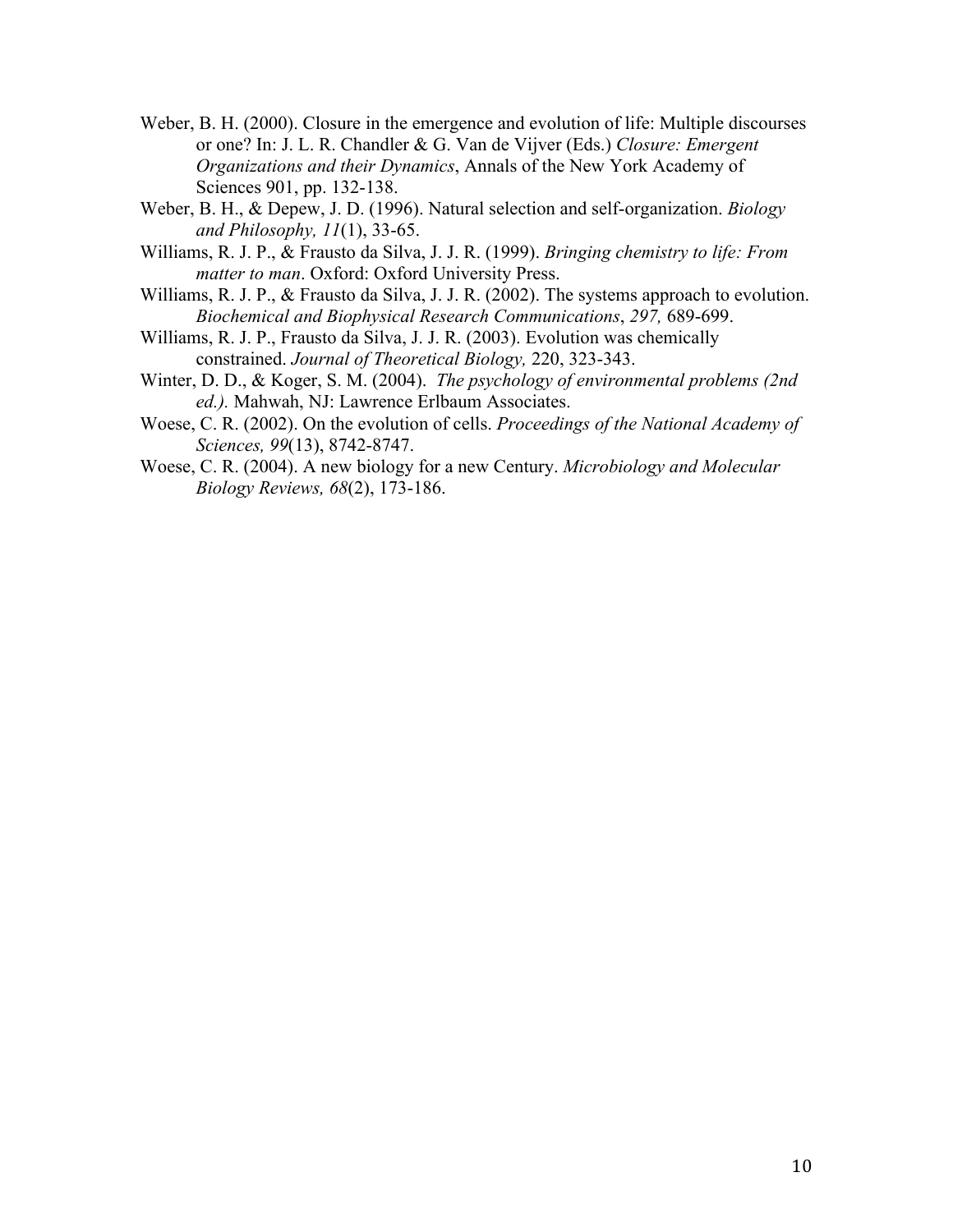Weber, B. H. (2000). Closure in the emergence and evolution of life: Multiple discourses or one? In: J. L. R. Chandler & G. Van de Vijver (Eds.) *Closure: Emergent Organizations and their Dynamics*, Annals of the New York Academy of Sciences 901, pp. 132-138.

Weber, B. H., & Depew, J. D. (1996). Natural selection and self-organization. *Biology and Philosophy, 11*(1), 33-65.

Williams, R. J. P., & Frausto da Silva, J. J. R. (1999). *Bringing chemistry to life: From matter to man*. Oxford: Oxford University Press.

Williams, R. J. P., & Frausto da Silva, J. J. R. (2002). The systems approach to evolution. *Biochemical and Biophysical Research Communications*, *297,* 689-699.

Williams, R. J. P., Frausto da Silva, J. J. R. (2003). Evolution was chemically constrained. *Journal of Theoretical Biology,* 220, 323-343.

Winter, D. D., & Koger, S. M. (2004). *The psychology of environmental problems (2nd ed.).* Mahwah, NJ: Lawrence Erlbaum Associates.

Woese, C. R. (2002). On the evolution of cells. *Proceedings of the National Academy of Sciences, 99*(13), 8742-8747.

Woese, C. R. (2004). A new biology for a new Century. *Microbiology and Molecular Biology Reviews, 68*(2), 173-186.